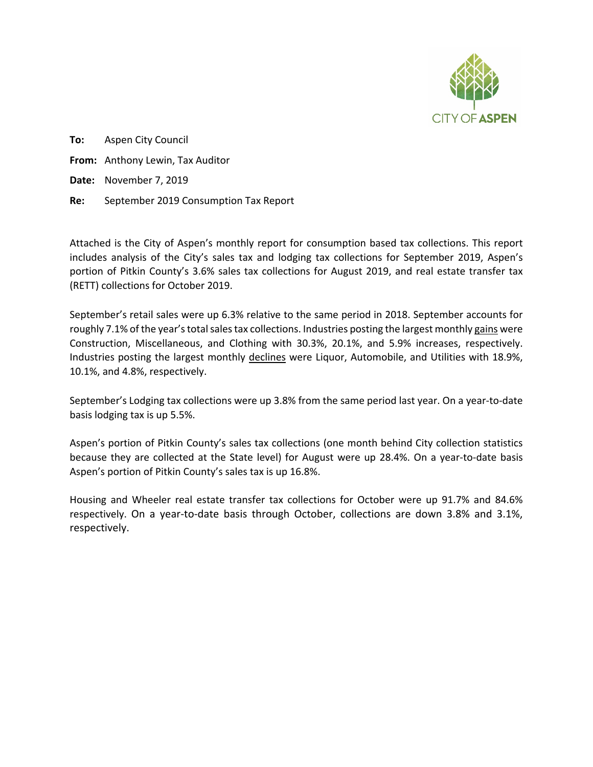CITY OF ASPEN

**To:** Aspen City Council

**From:** Anthony Lewin, Tax Auditor

**Date:** November 7, 2019

**Re:** September 2019 Consumption Tax Report

Attached is the City of Aspen's monthly report for consumption based tax collections. This report includes analysis of the City's sales tax and lodging tax collections for September 2019, Aspen's portion of Pitkin County's 3.6% sales tax collections for August 2019, and real estate transfer tax (RETT) collections for October 2019.

September's retail sales were up 6.3% relative to the same period in 2018. September accounts for roughly 7.1% of the year's total sales tax collections. Industries posting the largest monthly gains were Construction, Miscellaneous, and Clothing with 30.3%, 20.1%, and 5.9% increases, respectively. Industries posting the largest monthly declines were Liquor, Automobile, and Utilities with 18.9%, 10.1%, and 4.8%, respectively.

September's Lodging tax collections were up 3.8% from the same period last year. On a year-to-date basis lodging tax is up 5.5%.

Aspen's portion of Pitkin County's sales tax collections (one month behind City collection statistics because they are collected at the State level) for August were up 28.4%. On a year-to-date basis Aspen's portion of Pitkin County's sales tax is up 16.8%.

Housing and Wheeler real estate transfer tax collections for October were up 91.7% and 84.6% respectively. On a year-to-date basis through October, collections are down 3.8% and 3.1%, respectively.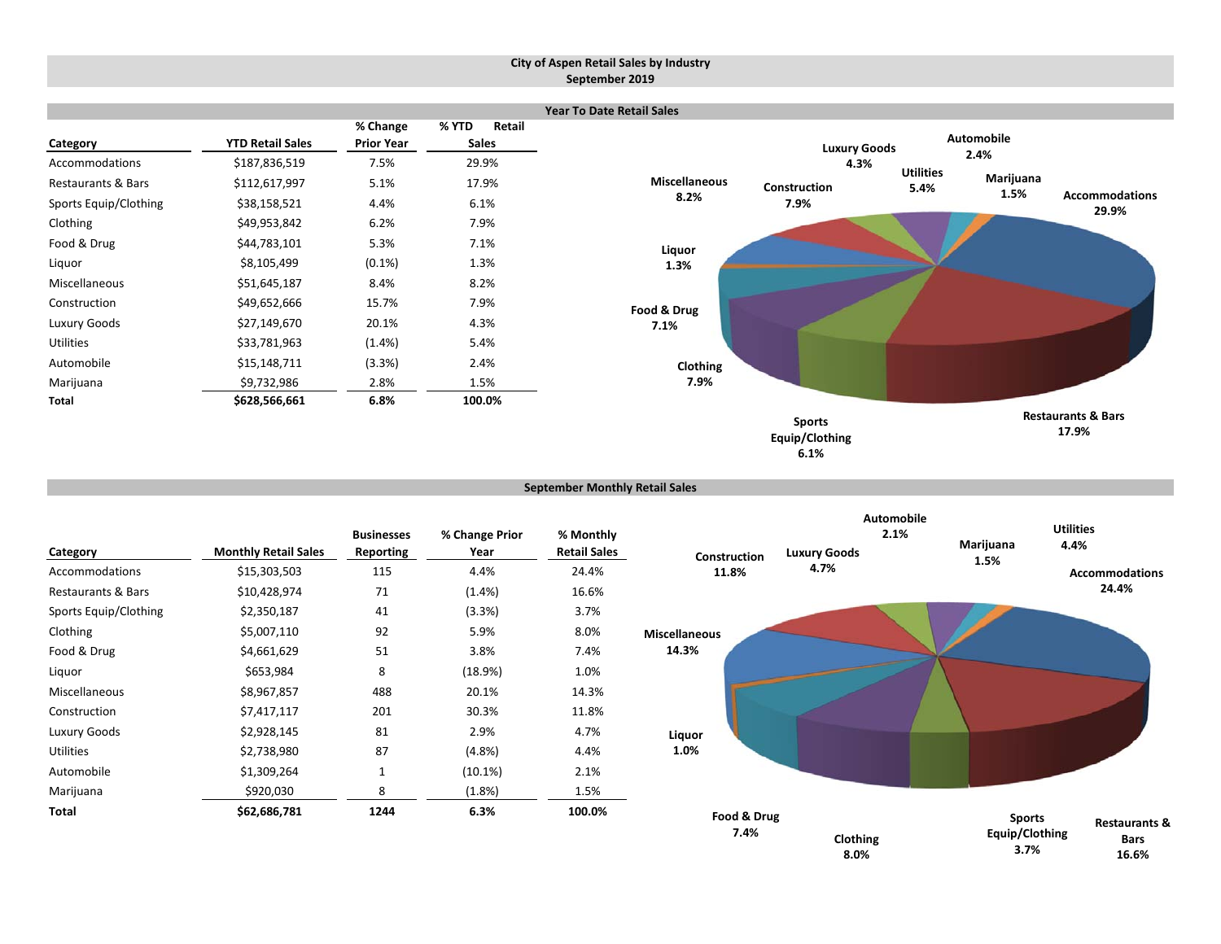# City of Aspen Retail Sales by Industry
## September 2019

### Year To Date Retail Sales

| Category | YTD Retail Sales | % Change Prior Year | % YTD Retail Sales |
|---|---|---|---|
| Accommodations | $187,836,519 | 7.5% | 29.9% |
| Restaurants & Bars | $112,617,997 | 5.1% | 17.9% |
| Sports Equip/Clothing | $38,158,521 | 4.4% | 6.1% |
| Clothing | $49,953,842 | 6.2% | 7.9% |
| Food & Drug | $44,783,101 | 5.3% | 7.1% |
| Liquor | $8,105,499 | (0.1%) | 1.3% |
| Miscellaneous | $51,645,187 | 8.4% | 8.2% |
| Construction | $49,652,666 | 15.7% | 7.9% |
| Luxury Goods | $27,149,670 | 20.1% | 4.3% |
| Utilities | $33,781,963 | (1.4%) | 5.4% |
| Automobile | $15,148,711 | (3.3%) | 2.4% |
| Marijuana | $9,732,986 | 2.8% | 1.5% |
| **Total** | **$628,566,661** | **6.8%** | **100.0%** |

Accommodations 29.9%; Restaurants & Bars 17.9%; Sports Equip/Clothing 6.1%; Clothing 7.9%; Food & Drug 7.1%; Liquor 1.3%; Miscellaneous 8.2%; Construction 7.9%; Luxury Goods 4.3%; Utilities 5.4%; Automobile 2.4%; Marijuana 1.5%

### September Monthly Retail Sales

| Category | Monthly Retail Sales | Businesses Reporting | % Change Prior Year | % Monthly Retail Sales |
|---|---|---|---|---|
| Accommodations | $15,303,503 | 115 | 4.4% | 24.4% |
| Restaurants & Bars | $10,428,974 | 71 | (1.4%) | 16.6% |
| Sports Equip/Clothing | $2,350,187 | 41 | (3.3%) | 3.7% |
| Clothing | $5,007,110 | 92 | 5.9% | 8.0% |
| Food & Drug | $4,661,629 | 51 | 3.8% | 7.4% |
| Liquor | $653,984 | 8 | (18.9%) | 1.0% |
| Miscellaneous | $8,967,857 | 488 | 20.1% | 14.3% |
| Construction | $7,417,117 | 201 | 30.3% | 11.8% |
| Luxury Goods | $2,928,145 | 81 | 2.9% | 4.7% |
| Utilities | $2,738,980 | 87 | (4.8%) | 4.4% |
| Automobile | $1,309,264 | 1 | (10.1%) | 2.1% |
| Marijuana | $920,030 | 8 | (1.8%) | 1.5% |
| **Total** | **$62,686,781** | **1244** | **6.3%** | **100.0%** |

Accommodations 24.4%; Restaurants & Bars 16.6%; Sports Equip/Clothing 3.7%; Clothing 8.0%; Food & Drug 7.4%; Liquor 1.0%; Miscellaneous 14.3%; Construction 11.8%; Luxury Goods 4.7%; Automobile 2.1%; Marijuana 1.5%; Utilities 4.4%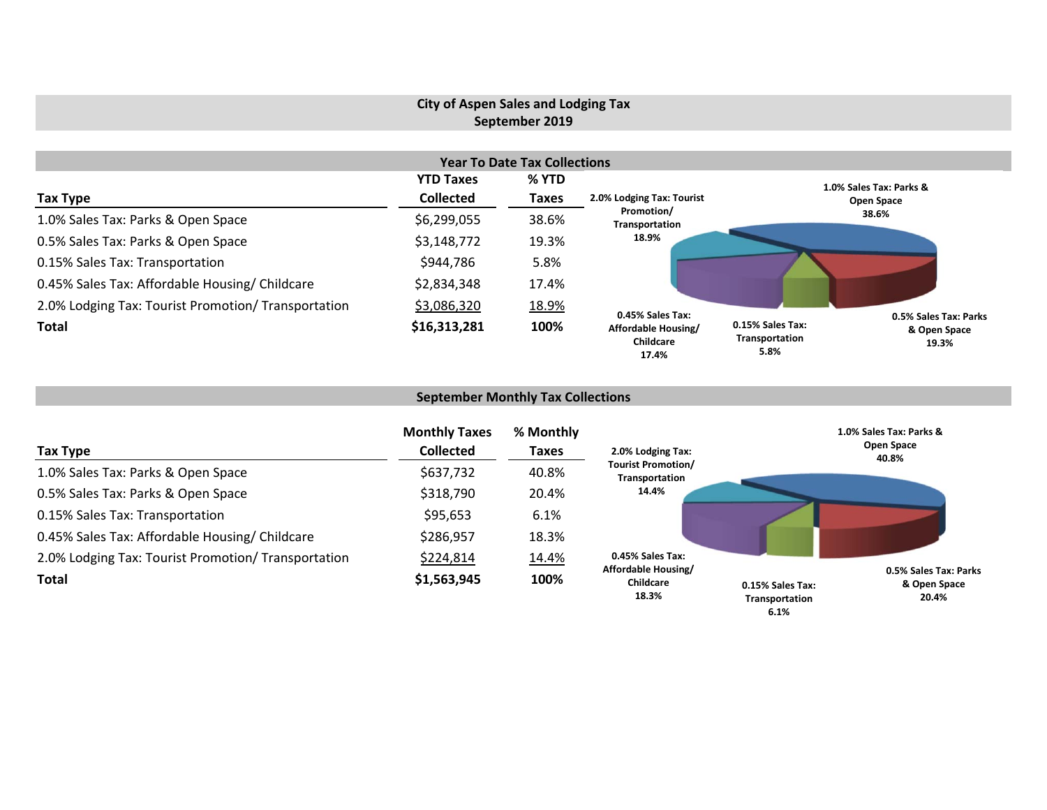## City of Aspen Sales and Lodging Tax
## September 2019

### Year To Date Tax Collections

| Tax Type | YTD Taxes Collected | % YTD Taxes |
|---|---|---|
| 1.0% Sales Tax: Parks & Open Space | $6,299,055 | 38.6% |
| 0.5% Sales Tax: Parks & Open Space | $3,148,772 | 19.3% |
| 0.15% Sales Tax: Transportation | $944,786 | 5.8% |
| 0.45% Sales Tax: Affordable Housing/ Childcare | $2,834,348 | 17.4% |
| 2.0% Lodging Tax: Tourist Promotion/ Transportation | $3,086,320 | 18.9% |
| **Total** | **$16,313,281** | **100%** |

2.0% Lodging Tax: Tourist Promotion/ Transportation 18.9%

1.0% Sales Tax: Parks & Open Space 38.6%

0.45% Sales Tax: Affordable Housing/ Childcare 17.4%

0.15% Sales Tax: Transportation 5.8%

0.5% Sales Tax: Parks & Open Space 19.3%

### September Monthly Tax Collections

| Tax Type | Monthly Taxes Collected | % Monthly Taxes |
|---|---|---|
| 1.0% Sales Tax: Parks & Open Space | $637,732 | 40.8% |
| 0.5% Sales Tax: Parks & Open Space | $318,790 | 20.4% |
| 0.15% Sales Tax: Transportation | $95,653 | 6.1% |
| 0.45% Sales Tax: Affordable Housing/ Childcare | $286,957 | 18.3% |
| 2.0% Lodging Tax: Tourist Promotion/ Transportation | $224,814 | 14.4% |
| **Total** | **$1,563,945** | **100%** |

2.0% Lodging Tax: Tourist Promotion/ Transportation 14.4%

1.0% Sales Tax: Parks & Open Space 40.8%

0.45% Sales Tax: Affordable Housing/ Childcare 18.3%

0.15% Sales Tax: Transportation 6.1%

0.5% Sales Tax: Parks & Open Space 20.4%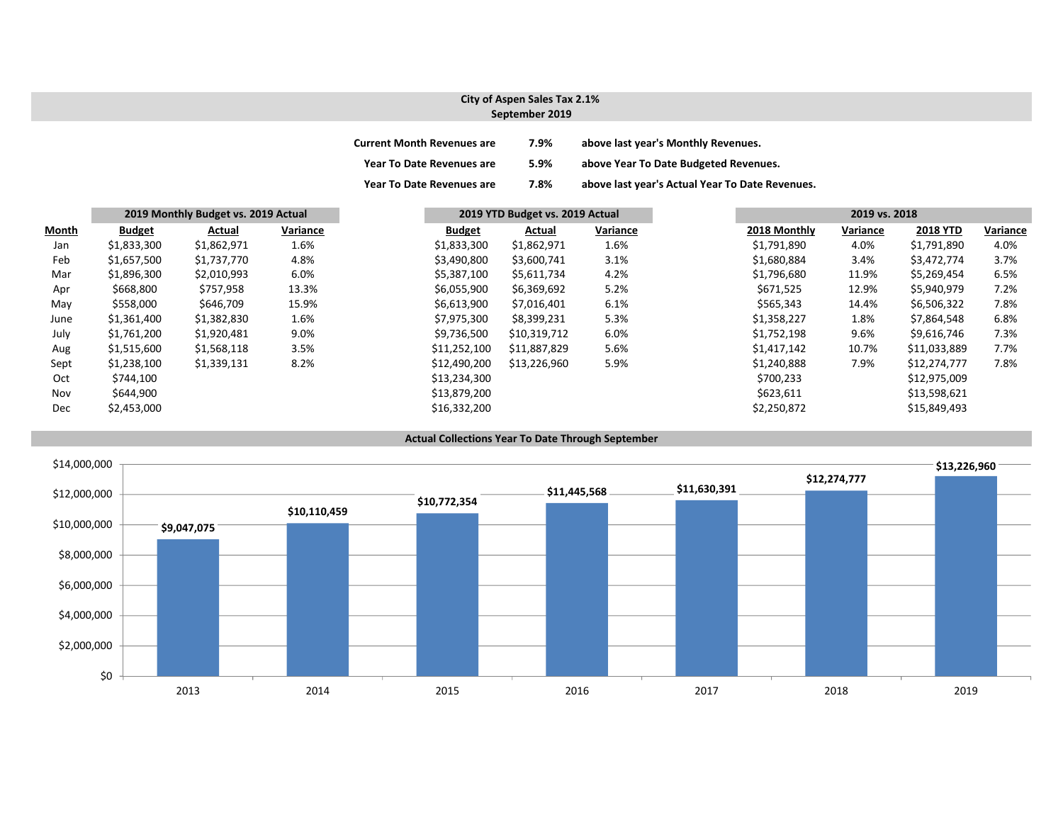**City of Aspen Sales Tax 2.1%**
**September 2019**

**Current Month Revenues are 7.9% above last year's Monthly Revenues.**

**Year To Date Revenues are 5.9% above Year To Date Budgeted Revenues.**

**Year To Date Revenues are 7.8% above last year's Actual Year To Date Revenues.**

| | 2019 Monthly Budget vs. 2019 Actual | | | 2019 YTD Budget vs. 2019 Actual | | | 2019 vs. 2018 | | | |
|---|---|---|---|---|---|---|---|---|---|---|
| **Month** | **Budget** | **Actual** | **Variance** | **Budget** | **Actual** | **Variance** | **2018 Monthly** | **Variance** | **2018 YTD** | **Variance** |
| Jan | $1,833,300 | $1,862,971 | 1.6% | $1,833,300 | $1,862,971 | 1.6% | $1,791,890 | 4.0% | $1,791,890 | 4.0% |
| Feb | $1,657,500 | $1,737,770 | 4.8% | $3,490,800 | $3,600,741 | 3.1% | $1,680,884 | 3.4% | $3,472,774 | 3.7% |
| Mar | $1,896,300 | $2,010,993 | 6.0% | $5,387,100 | $5,611,734 | 4.2% | $1,796,680 | 11.9% | $5,269,454 | 6.5% |
| Apr | $668,800 | $757,958 | 13.3% | $6,055,900 | $6,369,692 | 5.2% | $671,525 | 12.9% | $5,940,979 | 7.2% |
| May | $558,000 | $646,709 | 15.9% | $6,613,900 | $7,016,401 | 6.1% | $565,343 | 14.4% | $6,506,322 | 7.8% |
| June | $1,361,400 | $1,382,830 | 1.6% | $7,975,300 | $8,399,231 | 5.3% | $1,358,227 | 1.8% | $7,864,548 | 6.8% |
| July | $1,761,200 | $1,920,481 | 9.0% | $9,736,500 | $10,319,712 | 6.0% | $1,752,198 | 9.6% | $9,616,746 | 7.3% |
| Aug | $1,515,600 | $1,568,118 | 3.5% | $11,252,100 | $11,887,829 | 5.6% | $1,417,142 | 10.7% | $11,033,889 | 7.7% |
| Sept | $1,238,100 | $1,339,131 | 8.2% | $12,490,200 | $13,226,960 | 5.9% | $1,240,888 | 7.9% | $12,274,777 | 7.8% |
| Oct | $744,100 | | | $13,234,300 | | | $700,233 | | $12,975,009 | |
| Nov | $644,900 | | | $13,879,200 | | | $623,611 | | $13,598,621 | |
| Dec | $2,453,000 | | | $16,332,200 | | | $2,250,872 | | $15,849,493 | |

**Actual Collections Year To Date Through September**

| Year | Amount |
|---|---|
| 2013 | $9,047,075 |
| 2014 | $10,110,459 |
| 2015 | $10,772,354 |
| 2016 | $11,445,568 |
| 2017 | $11,630,391 |
| 2018 | $12,274,777 |
| 2019 | $13,226,960 |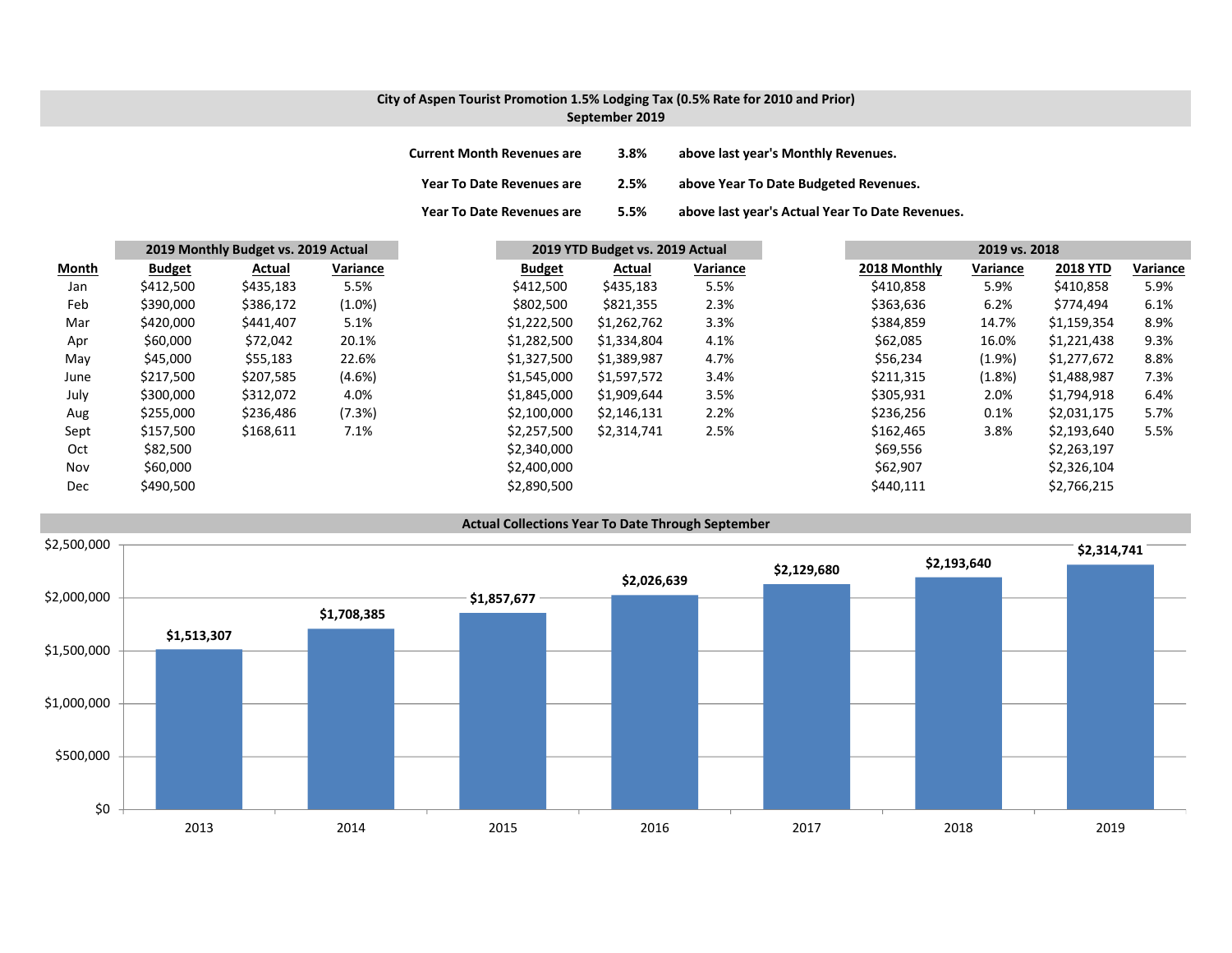## City of Aspen Tourist Promotion 1.5% Lodging Tax (0.5% Rate for 2010 and Prior)
### September 2019

**Current Month Revenues are 3.8% above last year's Monthly Revenues.**

**Year To Date Revenues are 2.5% above Year To Date Budgeted Revenues.**

**Year To Date Revenues are 5.5% above last year's Actual Year To Date Revenues.**

| | 2019 Monthly Budget vs. 2019 Actual | | | 2019 YTD Budget vs. 2019 Actual | | | 2019 vs. 2018 | | | |
|---|---|---|---|---|---|---|---|---|---|---|
| **Month** | **Budget** | **Actual** | **Variance** | **Budget** | **Actual** | **Variance** | **2018 Monthly** | **Variance** | **2018 YTD** | **Variance** |
| Jan | $412,500 | $435,183 | 5.5% | $412,500 | $435,183 | 5.5% | $410,858 | 5.9% | $410,858 | 5.9% |
| Feb | $390,000 | $386,172 | (1.0%) | $802,500 | $821,355 | 2.3% | $363,636 | 6.2% | $774,494 | 6.1% |
| Mar | $420,000 | $441,407 | 5.1% | $1,222,500 | $1,262,762 | 3.3% | $384,859 | 14.7% | $1,159,354 | 8.9% |
| Apr | $60,000 | $72,042 | 20.1% | $1,282,500 | $1,334,804 | 4.1% | $62,085 | 16.0% | $1,221,438 | 9.3% |
| May | $45,000 | $55,183 | 22.6% | $1,327,500 | $1,389,987 | 4.7% | $56,234 | (1.9%) | $1,277,672 | 8.8% |
| June | $217,500 | $207,585 | (4.6%) | $1,545,000 | $1,597,572 | 3.4% | $211,315 | (1.8%) | $1,488,987 | 7.3% |
| July | $300,000 | $312,072 | 4.0% | $1,845,000 | $1,909,644 | 3.5% | $305,931 | 2.0% | $1,794,918 | 6.4% |
| Aug | $255,000 | $236,486 | (7.3%) | $2,100,000 | $2,146,131 | 2.2% | $236,256 | 0.1% | $2,031,175 | 5.7% |
| Sept | $157,500 | $168,611 | 7.1% | $2,257,500 | $2,314,741 | 2.5% | $162,465 | 3.8% | $2,193,640 | 5.5% |
| Oct | $82,500 | | | $2,340,000 | | | $69,556 | | $2,263,197 | |
| Nov | $60,000 | | | $2,400,000 | | | $62,907 | | $2,326,104 | |
| Dec | $490,500 | | | $2,890,500 | | | $440,111 | | $2,766,215 | |

### Actual Collections Year To Date Through September

| Year | Amount |
|---|---|
| 2013 | $1,513,307 |
| 2014 | $1,708,385 |
| 2015 | $1,857,677 |
| 2016 | $2,026,639 |
| 2017 | $2,129,680 |
| 2018 | $2,193,640 |
| 2019 | $2,314,741 |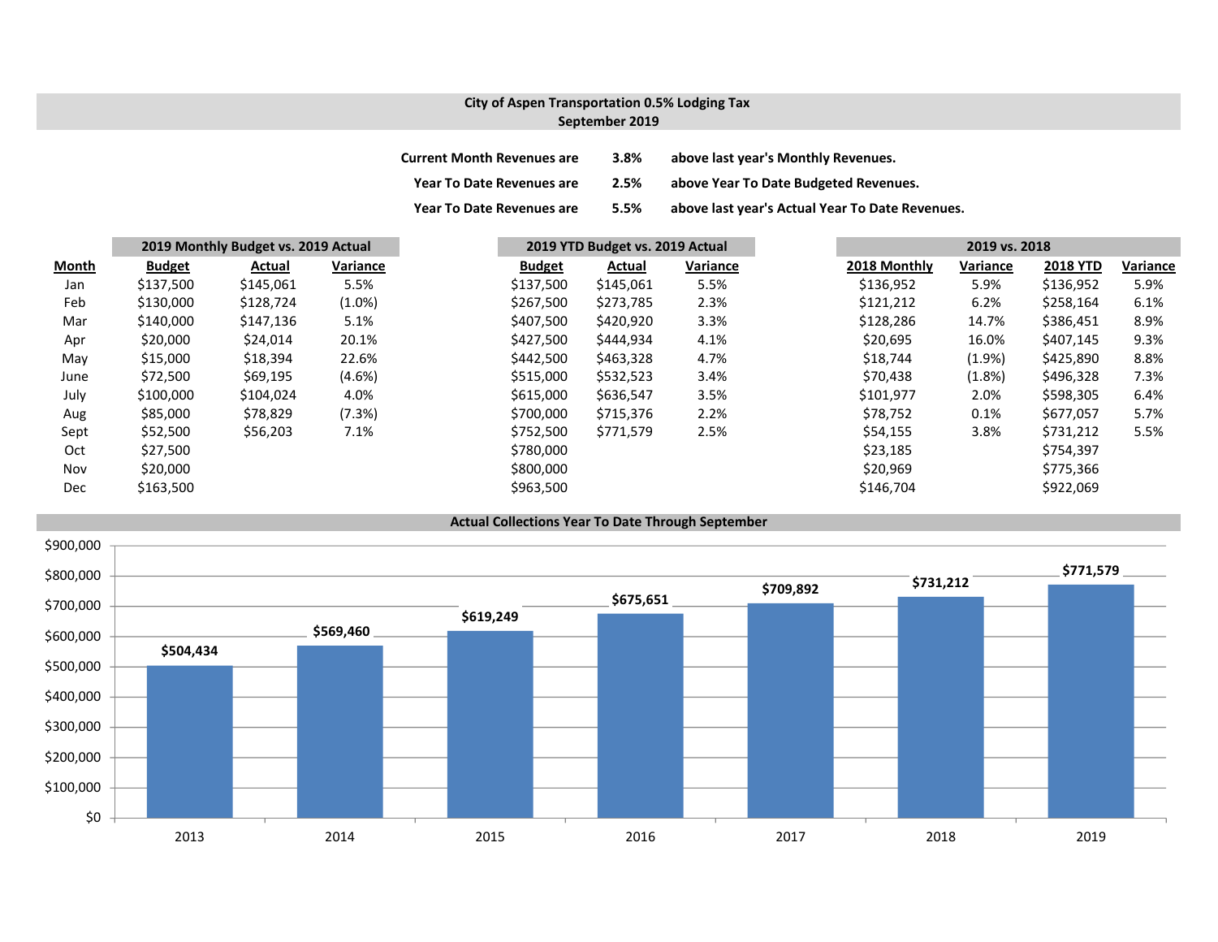## City of Aspen Transportation 0.5% Lodging Tax
## September 2019

| | | |
|---|---|---|
| Current Month Revenues are | 3.8% | above last year's Monthly Revenues. |
| Year To Date Revenues are | 2.5% | above Year To Date Budgeted Revenues. |
| Year To Date Revenues are | 5.5% | above last year's Actual Year To Date Revenues. |

| | 2019 Monthly Budget vs. 2019 Actual | | | 2019 YTD Budget vs. 2019 Actual | | | 2019 vs. 2018 | | | |
|---|---|---|---|---|---|---|---|---|---|---|
| Month | Budget | Actual | Variance | Budget | Actual | Variance | 2018 Monthly | Variance | 2018 YTD | Variance |
| Jan | $137,500 | $145,061 | 5.5% | $137,500 | $145,061 | 5.5% | $136,952 | 5.9% | $136,952 | 5.9% |
| Feb | $130,000 | $128,724 | (1.0%) | $267,500 | $273,785 | 2.3% | $121,212 | 6.2% | $258,164 | 6.1% |
| Mar | $140,000 | $147,136 | 5.1% | $407,500 | $420,920 | 3.3% | $128,286 | 14.7% | $386,451 | 8.9% |
| Apr | $20,000 | $24,014 | 20.1% | $427,500 | $444,934 | 4.1% | $20,695 | 16.0% | $407,145 | 9.3% |
| May | $15,000 | $18,394 | 22.6% | $442,500 | $463,328 | 4.7% | $18,744 | (1.9%) | $425,890 | 8.8% |
| June | $72,500 | $69,195 | (4.6%) | $515,000 | $532,523 | 3.4% | $70,438 | (1.8%) | $496,328 | 7.3% |
| July | $100,000 | $104,024 | 4.0% | $615,000 | $636,547 | 3.5% | $101,977 | 2.0% | $598,305 | 6.4% |
| Aug | $85,000 | $78,829 | (7.3%) | $700,000 | $715,376 | 2.2% | $78,752 | 0.1% | $677,057 | 5.7% |
| Sept | $52,500 | $56,203 | 7.1% | $752,500 | $771,579 | 2.5% | $54,155 | 3.8% | $731,212 | 5.5% |
| Oct | $27,500 | | | $780,000 | | | $23,185 | | $754,397 | |
| Nov | $20,000 | | | $800,000 | | | $20,969 | | $775,366 | |
| Dec | $163,500 | | | $963,500 | | | $146,704 | | $922,069 | |

### Actual Collections Year To Date Through September

| Year | Amount |
|---|---|
| 2013 | $504,434 |
| 2014 | $569,460 |
| 2015 | $619,249 |
| 2016 | $675,651 |
| 2017 | $709,892 |
| 2018 | $731,212 |
| 2019 | $771,579 |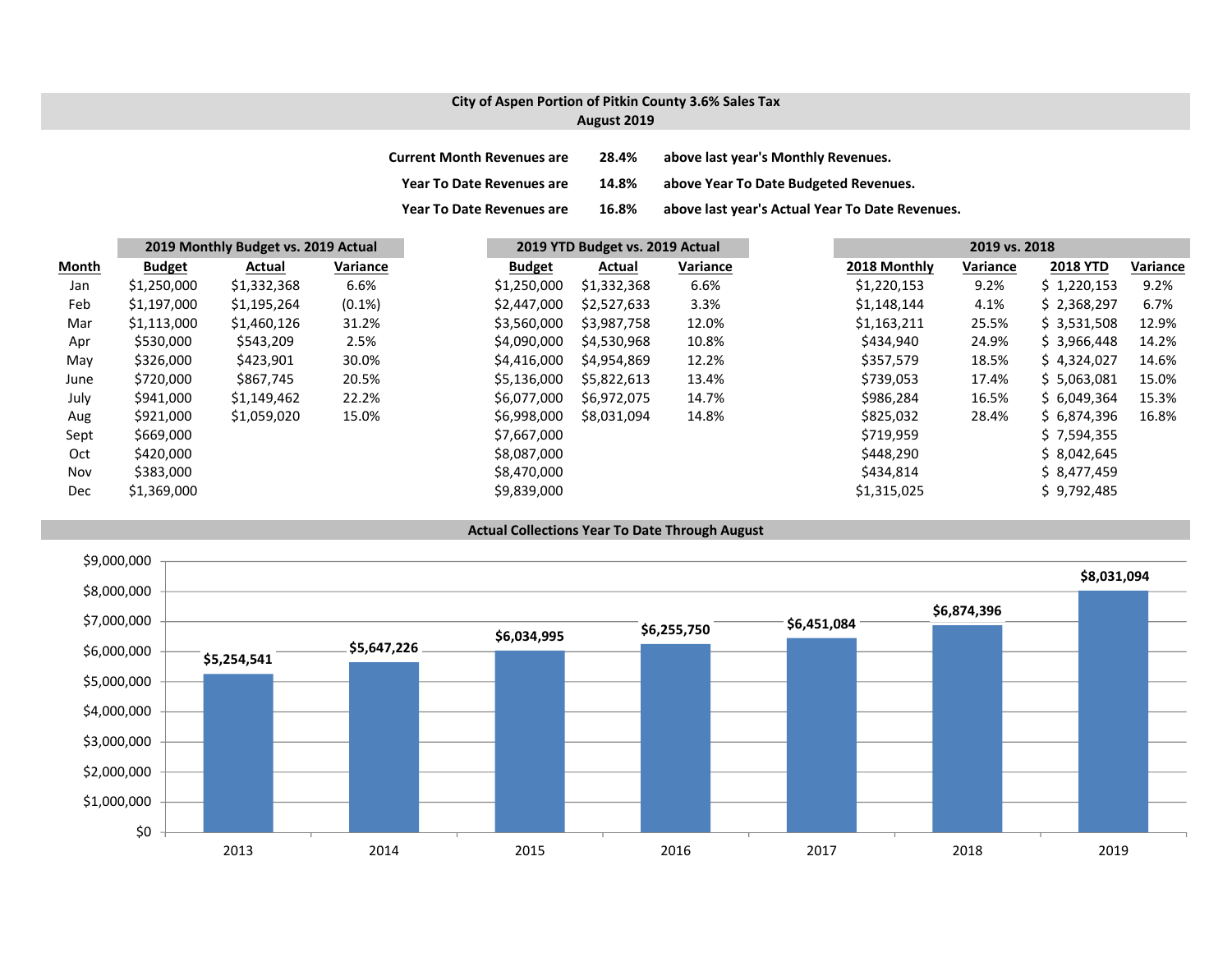# City of Aspen Portion of Pitkin County 3.6% Sales Tax
## August 2019

| | | |
|---|---|---|
| **Current Month Revenues are** | **28.4%** | **above last year's Monthly Revenues.** |
| **Year To Date Revenues are** | **14.8%** | **above Year To Date Budgeted Revenues.** |
| **Year To Date Revenues are** | **16.8%** | **above last year's Actual Year To Date Revenues.** |

| | 2019 Monthly Budget vs. 2019 Actual | | | 2019 YTD Budget vs. 2019 Actual | | | 2019 vs. 2018 | | | |
|---|---|---|---|---|---|---|---|---|---|---|
| **Month** | **Budget** | **Actual** | **Variance** | **Budget** | **Actual** | **Variance** | **2018 Monthly** | **Variance** | **2018 YTD** | **Variance** |
| Jan | $1,250,000 | $1,332,368 | 6.6% | $1,250,000 | $1,332,368 | 6.6% | $1,220,153 | 9.2% | $ 1,220,153 | 9.2% |
| Feb | $1,197,000 | $1,195,264 | (0.1%) | $2,447,000 | $2,527,633 | 3.3% | $1,148,144 | 4.1% | $ 2,368,297 | 6.7% |
| Mar | $1,113,000 | $1,460,126 | 31.2% | $3,560,000 | $3,987,758 | 12.0% | $1,163,211 | 25.5% | $ 3,531,508 | 12.9% |
| Apr | $530,000 | $543,209 | 2.5% | $4,090,000 | $4,530,968 | 10.8% | $434,940 | 24.9% | $ 3,966,448 | 14.2% |
| May | $326,000 | $423,901 | 30.0% | $4,416,000 | $4,954,869 | 12.2% | $357,579 | 18.5% | $ 4,324,027 | 14.6% |
| June | $720,000 | $867,745 | 20.5% | $5,136,000 | $5,822,613 | 13.4% | $739,053 | 17.4% | $ 5,063,081 | 15.0% |
| July | $941,000 | $1,149,462 | 22.2% | $6,077,000 | $6,972,075 | 14.7% | $986,284 | 16.5% | $ 6,049,364 | 15.3% |
| Aug | $921,000 | $1,059,020 | 15.0% | $6,998,000 | $8,031,094 | 14.8% | $825,032 | 28.4% | $ 6,874,396 | 16.8% |
| Sept | $669,000 | | | $7,667,000 | | | $719,959 | | $ 7,594,355 | |
| Oct | $420,000 | | | $8,087,000 | | | $448,290 | | $ 8,042,645 | |
| Nov | $383,000 | | | $8,470,000 | | | $434,814 | | $ 8,477,459 | |
| Dec | $1,369,000 | | | $9,839,000 | | | $1,315,025 | | $ 9,792,485 | |

## Actual Collections Year To Date Through August

| Year | Collections |
|---|---|
| 2013 | $5,254,541 |
| 2014 | $5,647,226 |
| 2015 | $6,034,995 |
| 2016 | $6,255,750 |
| 2017 | $6,451,084 |
| 2018 | $6,874,396 |
| 2019 | $8,031,094 |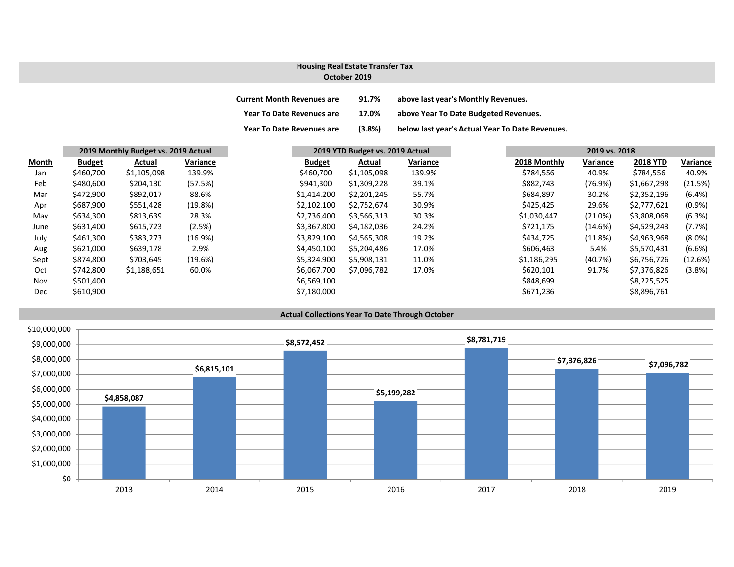## Housing Real Estate Transfer Tax
## October 2019

Current Month Revenues are **91.7%** above last year's Monthly Revenues.

Year To Date Revenues are **17.0%** above Year To Date Budgeted Revenues.

Year To Date Revenues are **(3.8%)** below last year's Actual Year To Date Revenues.

| | 2019 Monthly Budget vs. 2019 Actual | | | 2019 YTD Budget vs. 2019 Actual | | | 2019 vs. 2018 | | | |
|---|---|---|---|---|---|---|---|---|---|---|
| Month | Budget | Actual | Variance | Budget | Actual | Variance | 2018 Monthly | Variance | 2018 YTD | Variance |
| Jan | $460,700 | $1,105,098 | 139.9% | $460,700 | $1,105,098 | 139.9% | $784,556 | 40.9% | $784,556 | 40.9% |
| Feb | $480,600 | $204,130 | (57.5%) | $941,300 | $1,309,228 | 39.1% | $882,743 | (76.9%) | $1,667,298 | (21.5%) |
| Mar | $472,900 | $892,017 | 88.6% | $1,414,200 | $2,201,245 | 55.7% | $684,897 | 30.2% | $2,352,196 | (6.4%) |
| Apr | $687,900 | $551,428 | (19.8%) | $2,102,100 | $2,752,674 | 30.9% | $425,425 | 29.6% | $2,777,621 | (0.9%) |
| May | $634,300 | $813,639 | 28.3% | $2,736,400 | $3,566,313 | 30.3% | $1,030,447 | (21.0%) | $3,808,068 | (6.3%) |
| June | $631,400 | $615,723 | (2.5%) | $3,367,800 | $4,182,036 | 24.2% | $721,175 | (14.6%) | $4,529,243 | (7.7%) |
| July | $461,300 | $383,273 | (16.9%) | $3,829,100 | $4,565,308 | 19.2% | $434,725 | (11.8%) | $4,963,968 | (8.0%) |
| Aug | $621,000 | $639,178 | 2.9% | $4,450,100 | $5,204,486 | 17.0% | $606,463 | 5.4% | $5,570,431 | (6.6%) |
| Sept | $874,800 | $703,645 | (19.6%) | $5,324,900 | $5,908,131 | 11.0% | $1,186,295 | (40.7%) | $6,756,726 | (12.6%) |
| Oct | $742,800 | $1,188,651 | 60.0% | $6,067,700 | $7,096,782 | 17.0% | $620,101 | 91.7% | $7,376,826 | (3.8%) |
| Nov | $501,400 | | | $6,569,100 | | | $848,699 | | $8,225,525 | |
| Dec | $610,900 | | | $7,180,000 | | | $671,236 | | $8,896,761 | |

### Actual Collections Year To Date Through October

| Year | Amount |
|---|---|
| 2013 | $4,858,087 |
| 2014 | $6,815,101 |
| 2015 | $8,572,452 |
| 2016 | $5,199,282 |
| 2017 | $8,781,719 |
| 2018 | $7,376,826 |
| 2019 | $7,096,782 |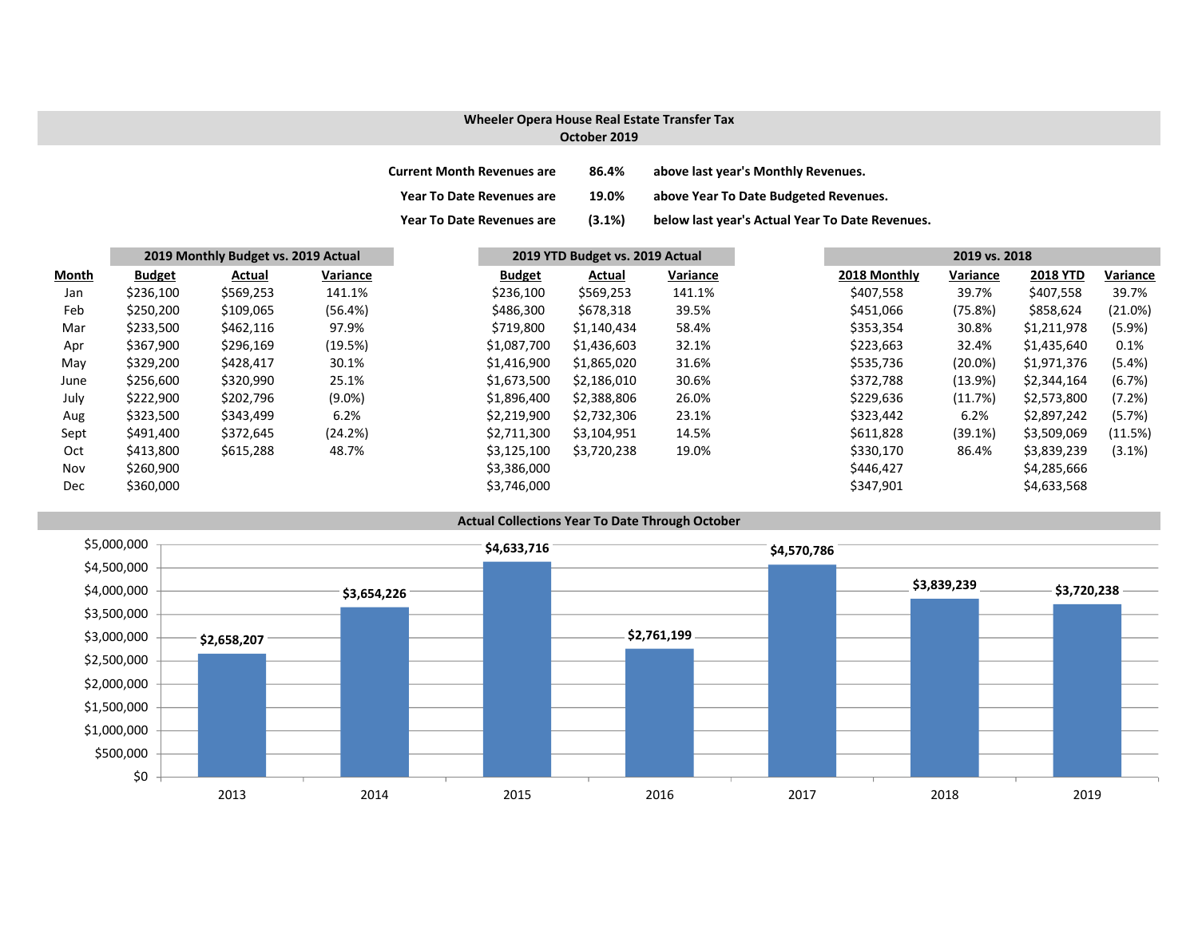**Wheeler Opera House Real Estate Transfer Tax**
**October 2019**

| | | |
|---|---|---|
| **Current Month Revenues are** | **86.4%** | **above last year's Monthly Revenues.** |
| **Year To Date Revenues are** | **19.0%** | **above Year To Date Budgeted Revenues.** |
| **Year To Date Revenues are** | **(3.1%)** | **below last year's Actual Year To Date Revenues.** |

| | 2019 Monthly Budget vs. 2019 Actual | | | 2019 YTD Budget vs. 2019 Actual | | | 2019 vs. 2018 | | | |
|---|---|---|---|---|---|---|---|---|---|---|
| **Month** | **Budget** | **Actual** | **Variance** | **Budget** | **Actual** | **Variance** | **2018 Monthly** | **Variance** | **2018 YTD** | **Variance** |
| Jan | $236,100 | $569,253 | 141.1% | $236,100 | $569,253 | 141.1% | $407,558 | 39.7% | $407,558 | 39.7% |
| Feb | $250,200 | $109,065 | (56.4%) | $486,300 | $678,318 | 39.5% | $451,066 | (75.8%) | $858,624 | (21.0%) |
| Mar | $233,500 | $462,116 | 97.9% | $719,800 | $1,140,434 | 58.4% | $353,354 | 30.8% | $1,211,978 | (5.9%) |
| Apr | $367,900 | $296,169 | (19.5%) | $1,087,700 | $1,436,603 | 32.1% | $223,663 | 32.4% | $1,435,640 | 0.1% |
| May | $329,200 | $428,417 | 30.1% | $1,416,900 | $1,865,020 | 31.6% | $535,736 | (20.0%) | $1,971,376 | (5.4%) |
| June | $256,600 | $320,990 | 25.1% | $1,673,500 | $2,186,010 | 30.6% | $372,788 | (13.9%) | $2,344,164 | (6.7%) |
| July | $222,900 | $202,796 | (9.0%) | $1,896,400 | $2,388,806 | 26.0% | $229,636 | (11.7%) | $2,573,800 | (7.2%) |
| Aug | $323,500 | $343,499 | 6.2% | $2,219,900 | $2,732,306 | 23.1% | $323,442 | 6.2% | $2,897,242 | (5.7%) |
| Sept | $491,400 | $372,645 | (24.2%) | $2,711,300 | $3,104,951 | 14.5% | $611,828 | (39.1%) | $3,509,069 | (11.5%) |
| Oct | $413,800 | $615,288 | 48.7% | $3,125,100 | $3,720,238 | 19.0% | $330,170 | 86.4% | $3,839,239 | (3.1%) |
| Nov | $260,900 | | | $3,386,000 | | | $446,427 | | $4,285,666 | |
| Dec | $360,000 | | | $3,746,000 | | | $347,901 | | $4,633,568 | |

**Actual Collections Year To Date Through October**

$5,000,000
$4,500,000
$4,000,000
$3,500,000
$3,000,000
$2,500,000
$2,000,000
$1,500,000
$1,000,000
$500,000
$0

2013: $2,658,207
2014: $3,654,226
2015: $4,633,716
2016: $2,761,199
2017: $4,570,786
2018: $3,839,239
2019: $3,720,238